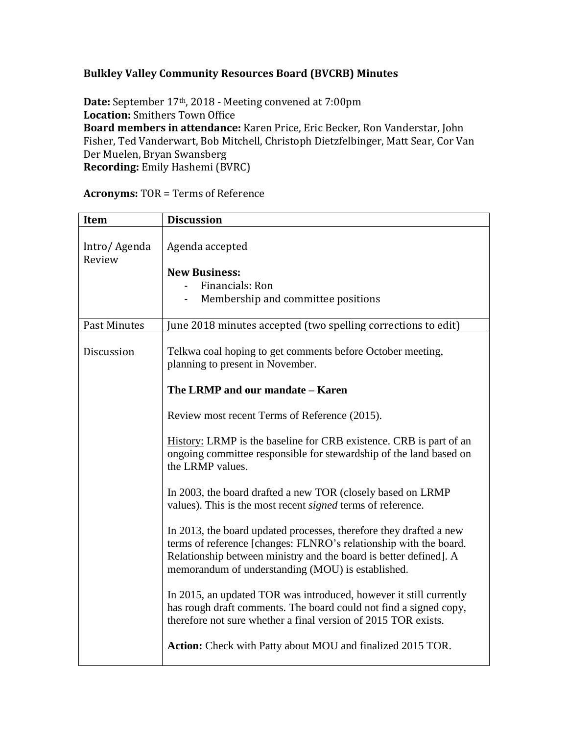**Bulkley Valley Community Resources Board (BVCRB) Minutes**

**Date:** September 17th, 2018 - Meeting convened at 7:00pm
**Location:** Smithers Town Office
**Board members in attendance:** Karen Price, Eric Becker, Ron Vanderstar, John Fisher, Ted Vanderwart, Bob Mitchell, Christoph Dietzfelbinger, Matt Sear, Cor Van Der Muelen, Bryan Swansberg
**Recording:** Emily Hashemi (BVRC)

**Acronyms:** TOR = Terms of Reference

| **Item** | **Discussion** |
| --- | --- |
| Intro/ Agenda Review | Agenda accepted<br><br>**New Business:**<br>- Financials: Ron<br>- Membership and committee positions |
| Past Minutes | June 2018 minutes accepted (two spelling corrections to edit) |
| Discussion | Telkwa coal hoping to get comments before October meeting, planning to present in November.<br><br>**The LRMP and our mandate – Karen**<br><br>Review most recent Terms of Reference (2015).<br><br><u>History:</u> LRMP is the baseline for CRB existence. CRB is part of an ongoing committee responsible for stewardship of the land based on the LRMP values.<br><br>In 2003, the board drafted a new TOR (closely based on LRMP values). This is the most recent *signed* terms of reference.<br><br>In 2013, the board updated processes, therefore they drafted a new terms of reference [changes: FLNRO's relationship with the board. Relationship between ministry and the board is better defined]. A memorandum of understanding (MOU) is established.<br><br>In 2015, an updated TOR was introduced, however it still currently has rough draft comments. The board could not find a signed copy, therefore not sure whether a final version of 2015 TOR exists.<br><br>**Action:** Check with Patty about MOU and finalized 2015 TOR. |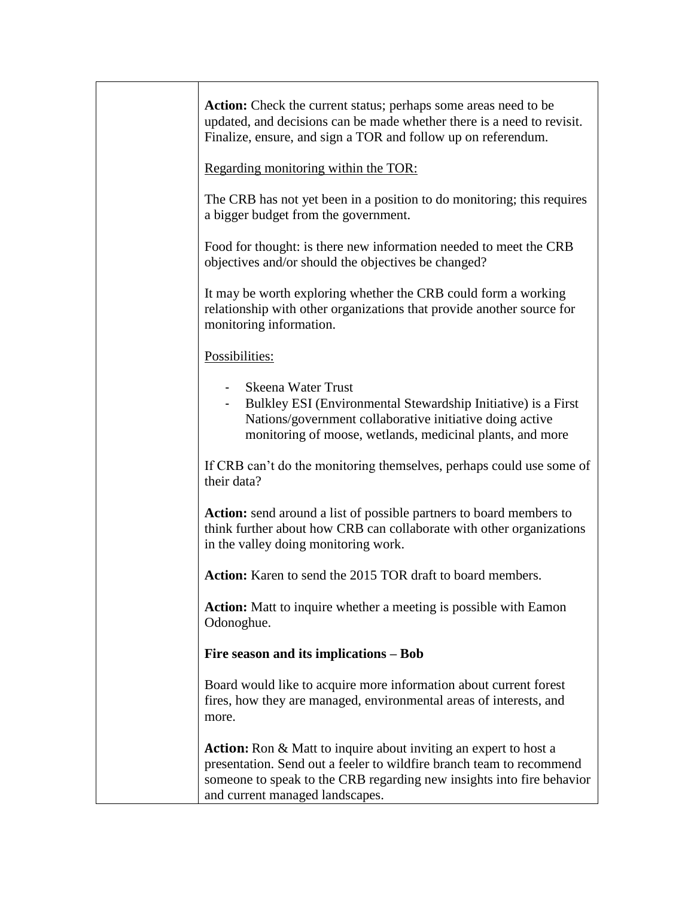| | |
|---|---|
| | **Action:** Check the current status; perhaps some areas need to be updated, and decisions can be made whether there is a need to revisit. Finalize, ensure, and sign a TOR and follow up on referendum.<br><br><u>Regarding monitoring within the TOR:</u><br><br>The CRB has not yet been in a position to do monitoring; this requires a bigger budget from the government.<br><br>Food for thought: is there new information needed to meet the CRB objectives and/or should the objectives be changed?<br><br>It may be worth exploring whether the CRB could form a working relationship with other organizations that provide another source for monitoring information.<br><br><u>Possibilities:</u><br><br>- Skeena Water Trust<br>- Bulkley ESI (Environmental Stewardship Initiative) is a First Nations/government collaborative initiative doing active monitoring of moose, wetlands, medicinal plants, and more<br><br>If CRB can't do the monitoring themselves, perhaps could use some of their data?<br><br>**Action:** send around a list of possible partners to board members to think further about how CRB can collaborate with other organizations in the valley doing monitoring work.<br><br>**Action:** Karen to send the 2015 TOR draft to board members.<br><br>**Action:** Matt to inquire whether a meeting is possible with Eamon Odonoghue.<br><br>**Fire season and its implications – Bob**<br><br>Board would like to acquire more information about current forest fires, how they are managed, environmental areas of interests, and more.<br><br>**Action:** Ron & Matt to inquire about inviting an expert to host a presentation. Send out a feeler to wildfire branch team to recommend someone to speak to the CRB regarding new insights into fire behavior and current managed landscapes. |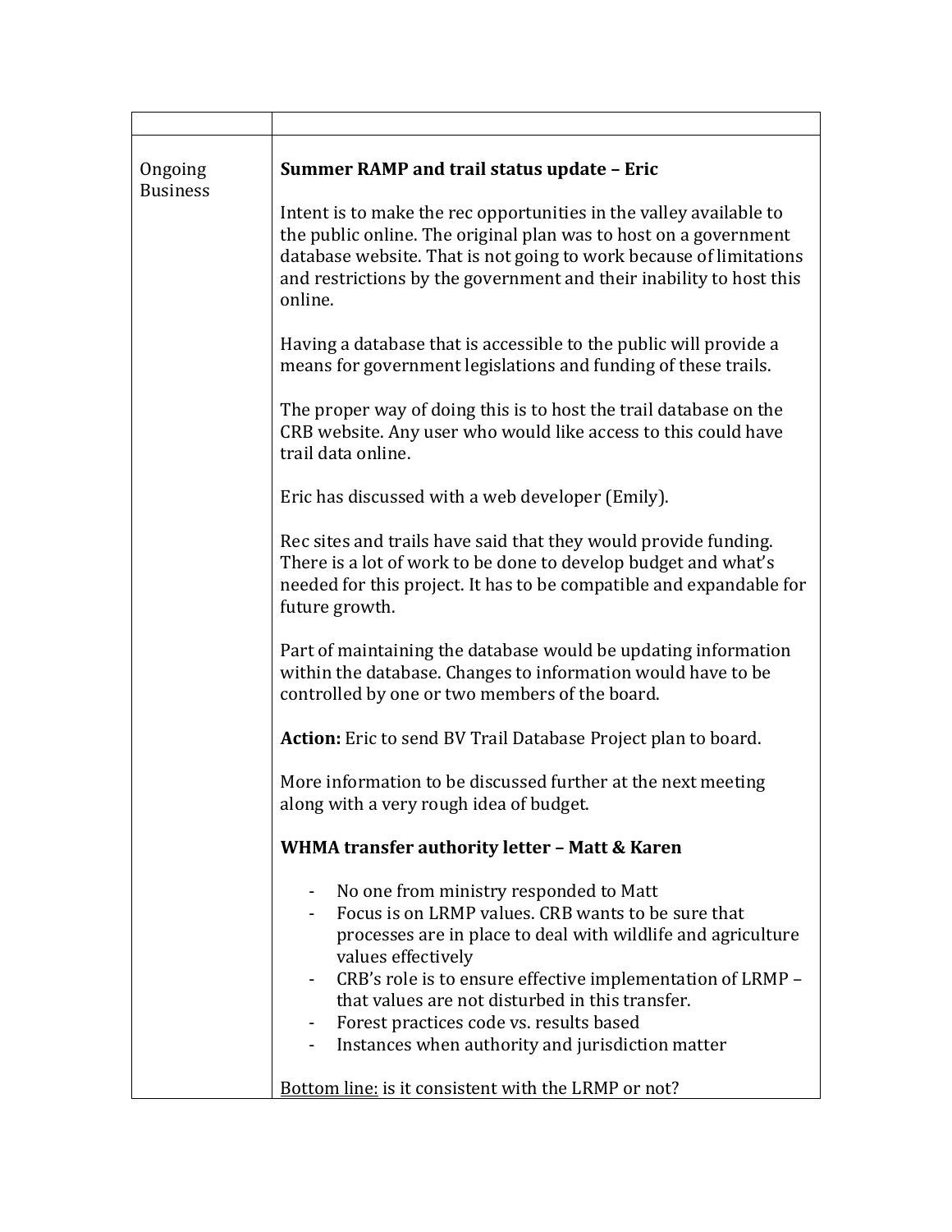| | |
|---|---|
| Ongoing Business | **Summer RAMP and trail status update – Eric**<br><br>Intent is to make the rec opportunities in the valley available to the public online. The original plan was to host on a government database website. That is not going to work because of limitations and restrictions by the government and their inability to host this online.<br><br>Having a database that is accessible to the public will provide a means for government legislations and funding of these trails.<br><br>The proper way of doing this is to host the trail database on the CRB website. Any user who would like access to this could have trail data online.<br><br>Eric has discussed with a web developer (Emily).<br><br>Rec sites and trails have said that they would provide funding. There is a lot of work to be done to develop budget and what's needed for this project. It has to be compatible and expandable for future growth.<br><br>Part of maintaining the database would be updating information within the database. Changes to information would have to be controlled by one or two members of the board.<br><br>**Action:** Eric to send BV Trail Database Project plan to board.<br><br>More information to be discussed further at the next meeting along with a very rough idea of budget.<br><br>**WHMA transfer authority letter – Matt & Karen**<br><br>- No one from ministry responded to Matt<br>- Focus is on LRMP values. CRB wants to be sure that processes are in place to deal with wildlife and agriculture values effectively<br>- CRB's role is to ensure effective implementation of LRMP – that values are not disturbed in this transfer.<br>- Forest practices code vs. results based<br>- Instances when authority and jurisdiction matter<br><br><u>Bottom line:</u> is it consistent with the LRMP or not? |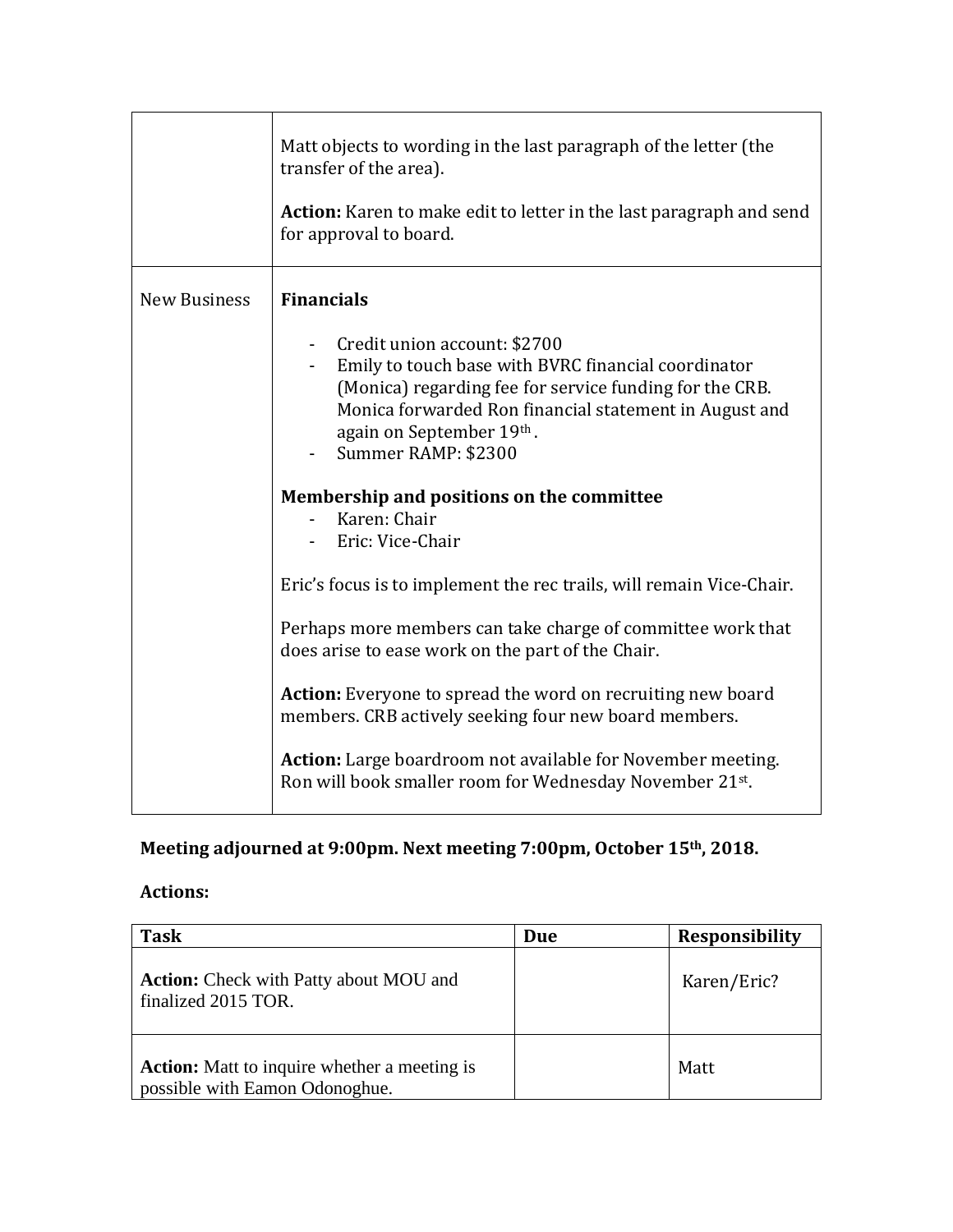|  |  |
|---|---|
|  | Matt objects to wording in the last paragraph of the letter (the transfer of the area).<br><br>**Action:** Karen to make edit to letter in the last paragraph and send for approval to board. |
| New Business | **Financials**<br><br>- Credit union account: $2700<br>- Emily to touch base with BVRC financial coordinator (Monica) regarding fee for service funding for the CRB. Monica forwarded Ron financial statement in August and again on September 19th.<br>- Summer RAMP: $2300<br><br>**Membership and positions on the committee**<br>- Karen: Chair<br>- Eric: Vice-Chair<br><br>Eric's focus is to implement the rec trails, will remain Vice-Chair.<br><br>Perhaps more members can take charge of committee work that does arise to ease work on the part of the Chair.<br><br>**Action:** Everyone to spread the word on recruiting new board members. CRB actively seeking four new board members.<br><br>**Action:** Large boardroom not available for November meeting. Ron will book smaller room for Wednesday November 21st. |

**Meeting adjourned at 9:00pm. Next meeting 7:00pm, October 15th, 2018.**

**Actions:**

| Task | Due | Responsibility |
|---|---|---|
| **Action:** Check with Patty about MOU and finalized 2015 TOR. |  | Karen/Eric? |
| **Action:** Matt to inquire whether a meeting is possible with Eamon Odonoghue. |  | Matt |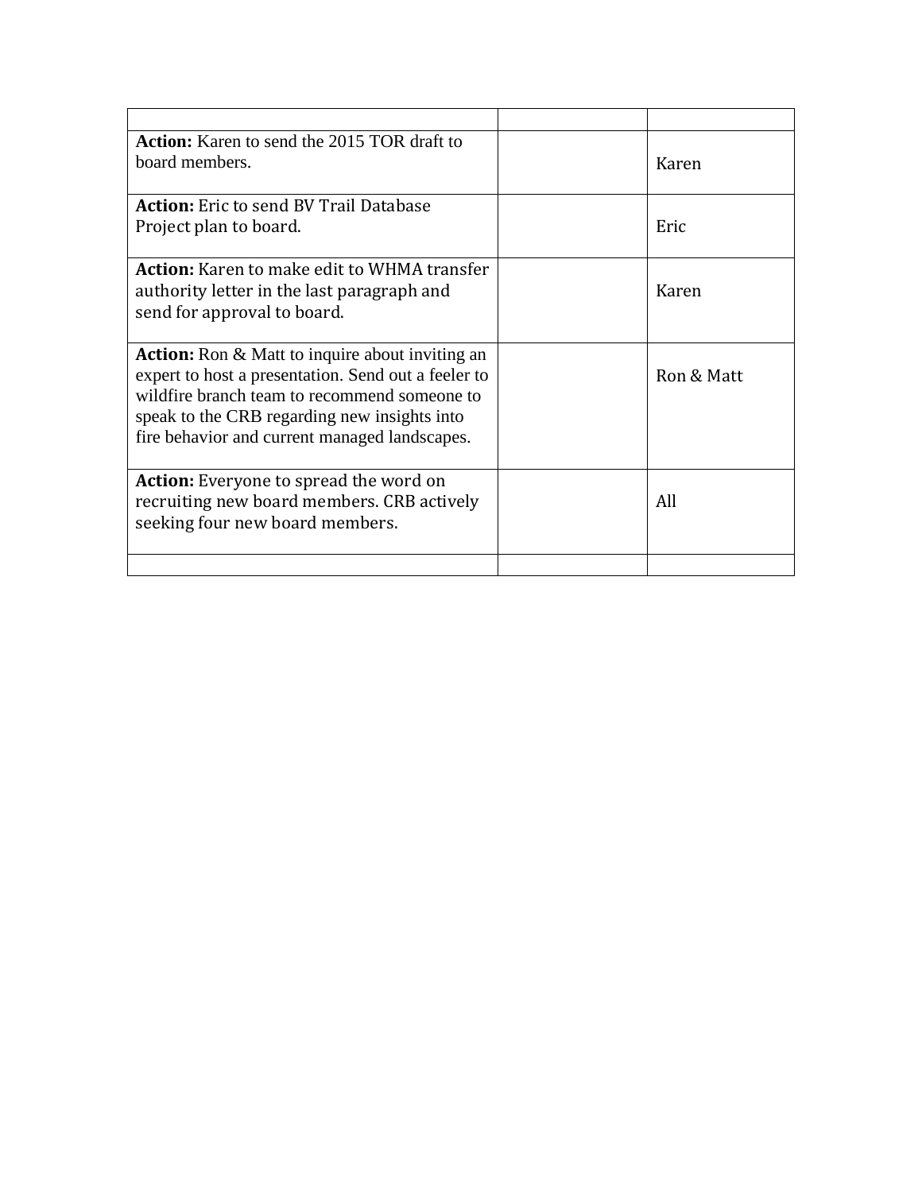| | | |
|---|---|---|
| **Action:** Karen to send the 2015 TOR draft to board members. | | Karen |
| **Action:** Eric to send BV Trail Database Project plan to board. | | Eric |
| **Action:** Karen to make edit to WHMA transfer authority letter in the last paragraph and send for approval to board. | | Karen |
| **Action:** Ron & Matt to inquire about inviting an expert to host a presentation. Send out a feeler to wildfire branch team to recommend someone to speak to the CRB regarding new insights into fire behavior and current managed landscapes. | | Ron & Matt |
| **Action:** Everyone to spread the word on recruiting new board members. CRB actively seeking four new board members. | | All |
| | | |